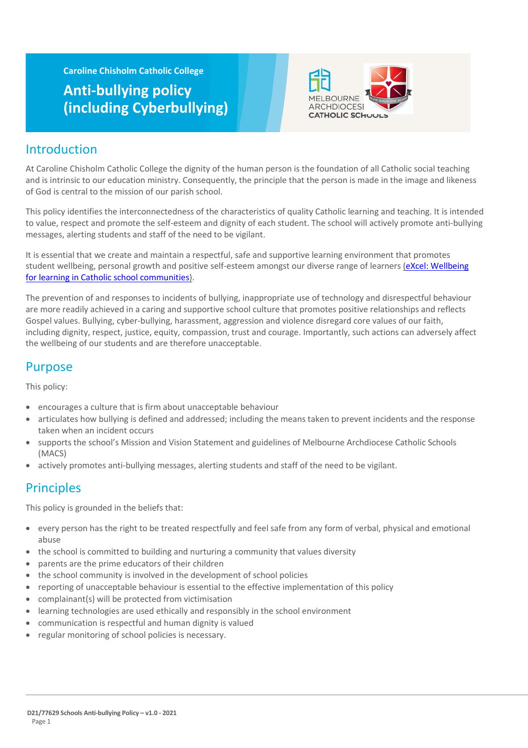Caroline Chisholm Catholic College

# Anti-bullying policy (including Cyberbullying)

## Introduction

At Caroline Chisholm Catholic College the dignity of the human person is the foundation of all Catholic social teaching and is intrinsic to our education ministry. Consequently, the principle that the person is made in the image and likeness of God is central to the mission of our parish school.

This policy identifies the interconnectedness of the characteristics of quality Catholic learning and teaching. It is intended to value, respect and promote the self-esteem and dignity of each student. The school will actively promote anti-bullying messages, alerting students and staff of the need to be vigilant.

It is essential that we create and maintain a respectful, safe and supportive learning environment that promotes student wellbeing, personal growth and positive self-esteem amongst our diverse range of learners (eXcel: Wellbeing for learning in Catholic school communities).

The prevention of and responses to incidents of bullying, inappropriate use of technology and disrespectful behaviour are more readily achieved in a caring and supportive school culture that promotes positive relationships and reflects Gospel values. Bullying, cyber-bullying, harassment, aggression and violence disregard core values of our faith, including dignity, respect, justice, equity, compassion, trust and courage. Importantly, such actions can adversely affect the wellbeing of our students and are therefore unacceptable.

## Purpose

This policy:

- encourages a culture that is firm about unacceptable behaviour
- articulates how bullying is defined and addressed; including the means taken to prevent incidents and the response taken when an incident occurs
- supports the school's Mission and Vision Statement and guidelines of Melbourne Archdiocese Catholic Schools (MACS)
- actively promotes anti-bullying messages, alerting students and staff of the need to be vigilant.

## Principles

This policy is grounded in the beliefs that:

- every person has the right to be treated respectfully and feel safe from any form of verbal, physical and emotional abuse
- the school is committed to building and nurturing a community that values diversity
- parents are the prime educators of their children
- the school community is involved in the development of school policies
- reporting of unacceptable behaviour is essential to the effective implementation of this policy
- complainant(s) will be protected from victimisation
- learning technologies are used ethically and responsibly in the school environment
- communication is respectful and human dignity is valued
- regular monitoring of school policies is necessary.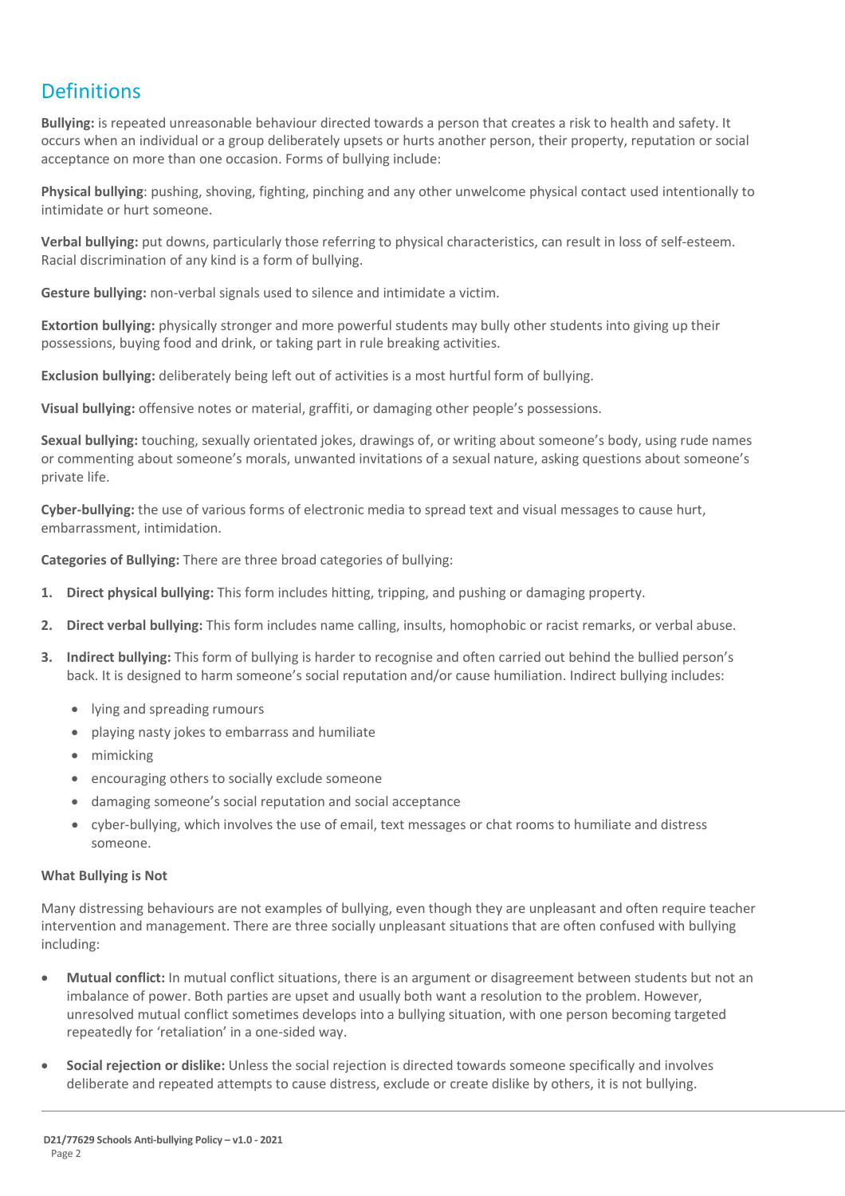## Definitions

**Bullying:** is repeated unreasonable behaviour directed towards a person that creates a risk to health and safety. It occurs when an individual or a group deliberately upsets or hurts another person, their property, reputation or social acceptance on more than one occasion. Forms of bullying include:

**Physical bullying**: pushing, shoving, fighting, pinching and any other unwelcome physical contact used intentionally to intimidate or hurt someone.

**Verbal bullying:** put downs, particularly those referring to physical characteristics, can result in loss of self-esteem. Racial discrimination of any kind is a form of bullying.

**Gesture bullying:** non-verbal signals used to silence and intimidate a victim.

**Extortion bullying:** physically stronger and more powerful students may bully other students into giving up their possessions, buying food and drink, or taking part in rule breaking activities.

**Exclusion bullying:** deliberately being left out of activities is a most hurtful form of bullying.

**Visual bullying:** offensive notes or material, graffiti, or damaging other people's possessions.

**Sexual bullying:** touching, sexually orientated jokes, drawings of, or writing about someone's body, using rude names or commenting about someone's morals, unwanted invitations of a sexual nature, asking questions about someone's private life.

**Cyber-bullying:** the use of various forms of electronic media to spread text and visual messages to cause hurt, embarrassment, intimidation.

**Categories of Bullying:** There are three broad categories of bullying:

1. **Direct physical bullying:** This form includes hitting, tripping, and pushing or damaging property.
2. **Direct verbal bullying:** This form includes name calling, insults, homophobic or racist remarks, or verbal abuse.
3. **Indirect bullying:** This form of bullying is harder to recognise and often carried out behind the bullied person's back. It is designed to harm someone's social reputation and/or cause humiliation. Indirect bullying includes:
   - lying and spreading rumours
   - playing nasty jokes to embarrass and humiliate
   - mimicking
   - encouraging others to socially exclude someone
   - damaging someone's social reputation and social acceptance
   - cyber-bullying, which involves the use of email, text messages or chat rooms to humiliate and distress someone.

**What Bullying is Not**

Many distressing behaviours are not examples of bullying, even though they are unpleasant and often require teacher intervention and management. There are three socially unpleasant situations that are often confused with bullying including:

- **Mutual conflict:** In mutual conflict situations, there is an argument or disagreement between students but not an imbalance of power. Both parties are upset and usually both want a resolution to the problem. However, unresolved mutual conflict sometimes develops into a bullying situation, with one person becoming targeted repeatedly for 'retaliation' in a one-sided way.
- **Social rejection or dislike:** Unless the social rejection is directed towards someone specifically and involves deliberate and repeated attempts to cause distress, exclude or create dislike by others, it is not bullying.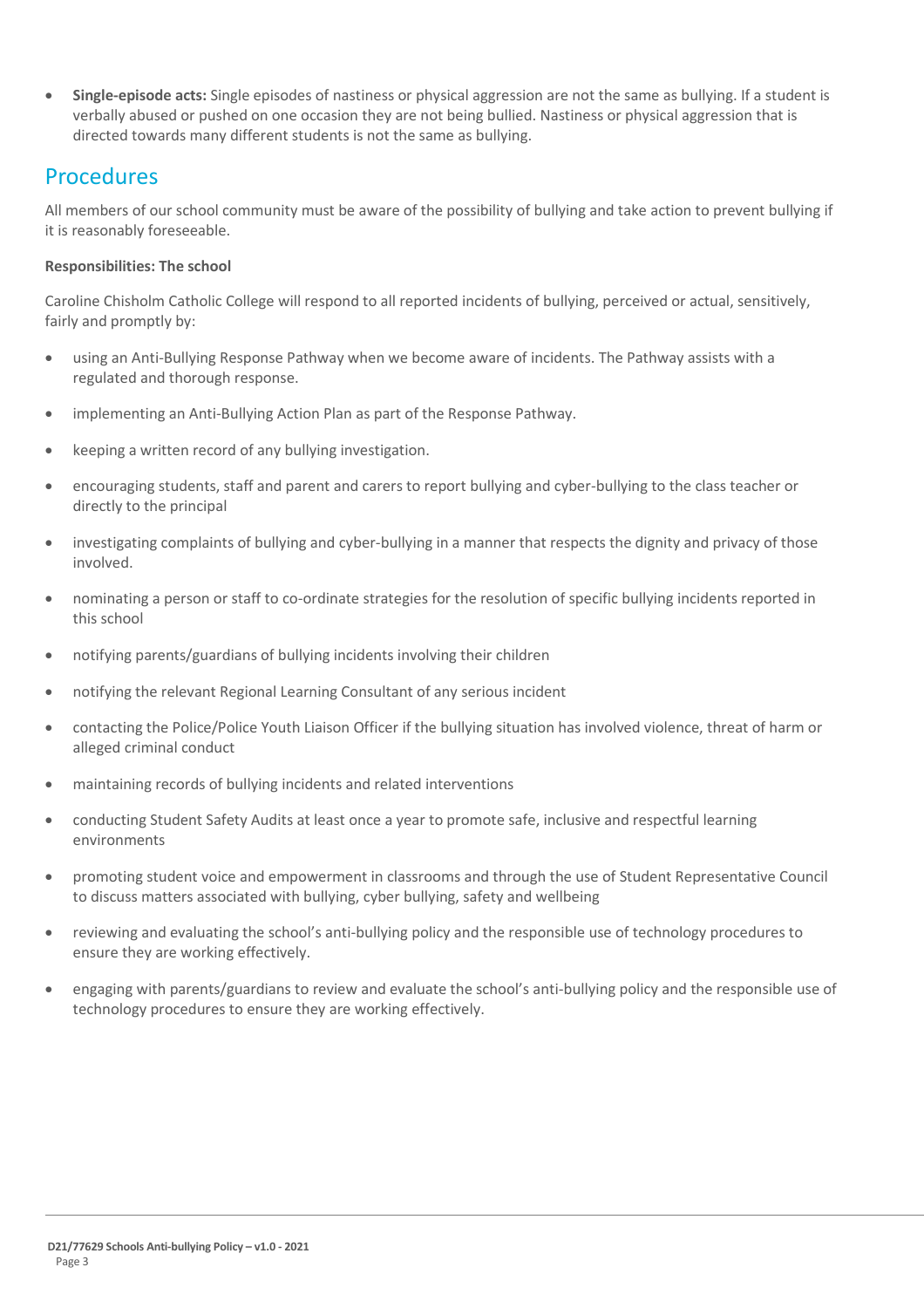- **Single-episode acts:** Single episodes of nastiness or physical aggression are not the same as bullying. If a student is verbally abused or pushed on one occasion they are not being bullied. Nastiness or physical aggression that is directed towards many different students is not the same as bullying.

## Procedures

All members of our school community must be aware of the possibility of bullying and take action to prevent bullying if it is reasonably foreseeable.

**Responsibilities: The school**

Caroline Chisholm Catholic College will respond to all reported incidents of bullying, perceived or actual, sensitively, fairly and promptly by:

- using an Anti-Bullying Response Pathway when we become aware of incidents. The Pathway assists with a regulated and thorough response.
- implementing an Anti-Bullying Action Plan as part of the Response Pathway.
- keeping a written record of any bullying investigation.
- encouraging students, staff and parent and carers to report bullying and cyber-bullying to the class teacher or directly to the principal
- investigating complaints of bullying and cyber-bullying in a manner that respects the dignity and privacy of those involved.
- nominating a person or staff to co-ordinate strategies for the resolution of specific bullying incidents reported in this school
- notifying parents/guardians of bullying incidents involving their children
- notifying the relevant Regional Learning Consultant of any serious incident
- contacting the Police/Police Youth Liaison Officer if the bullying situation has involved violence, threat of harm or alleged criminal conduct
- maintaining records of bullying incidents and related interventions
- conducting Student Safety Audits at least once a year to promote safe, inclusive and respectful learning environments
- promoting student voice and empowerment in classrooms and through the use of Student Representative Council to discuss matters associated with bullying, cyber bullying, safety and wellbeing
- reviewing and evaluating the school's anti-bullying policy and the responsible use of technology procedures to ensure they are working effectively.
- engaging with parents/guardians to review and evaluate the school's anti-bullying policy and the responsible use of technology procedures to ensure they are working effectively.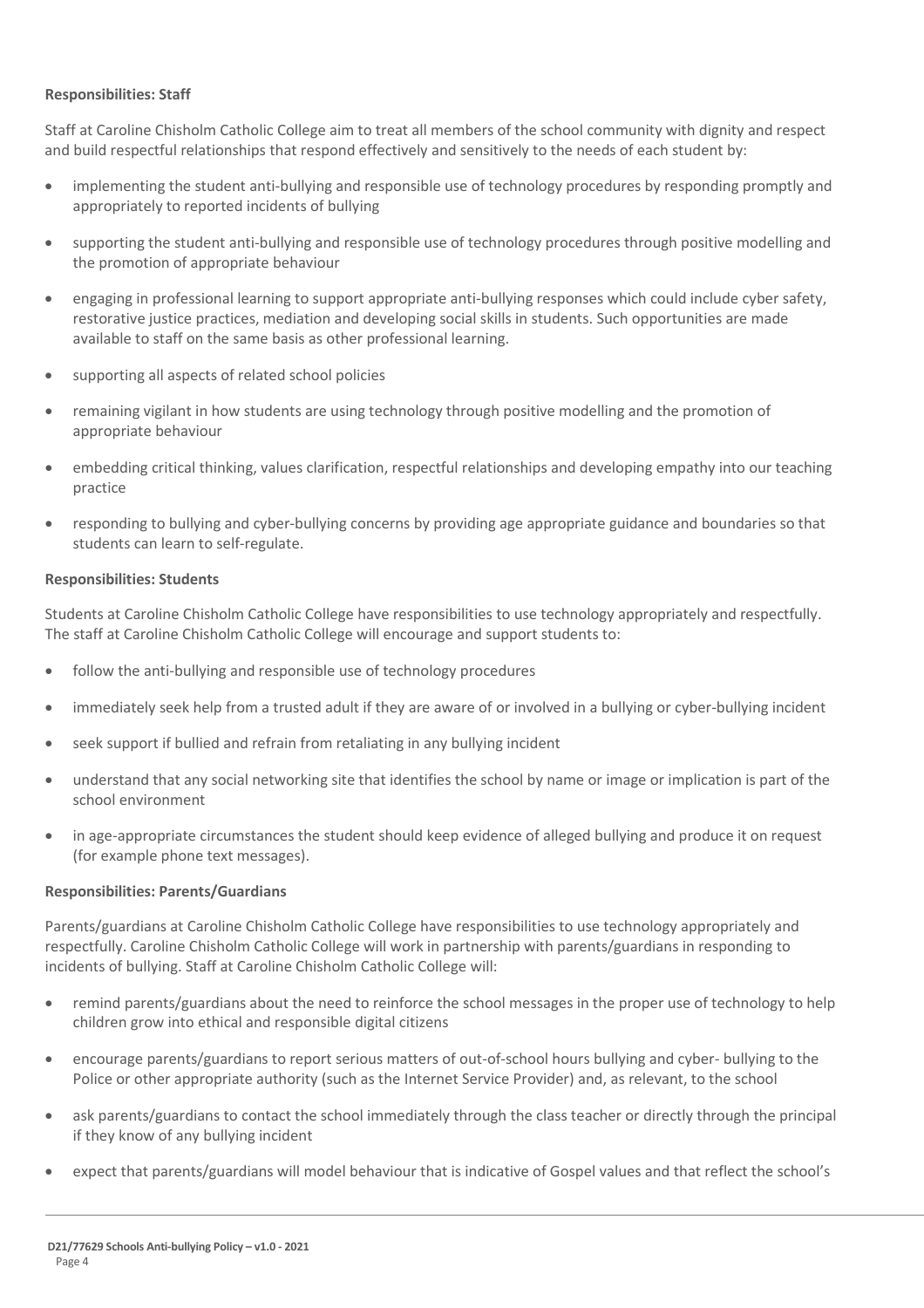**Responsibilities: Staff**

Staff at Caroline Chisholm Catholic College aim to treat all members of the school community with dignity and respect and build respectful relationships that respond effectively and sensitively to the needs of each student by:

- implementing the student anti-bullying and responsible use of technology procedures by responding promptly and appropriately to reported incidents of bullying
- supporting the student anti-bullying and responsible use of technology procedures through positive modelling and the promotion of appropriate behaviour
- engaging in professional learning to support appropriate anti-bullying responses which could include cyber safety, restorative justice practices, mediation and developing social skills in students. Such opportunities are made available to staff on the same basis as other professional learning.
- supporting all aspects of related school policies
- remaining vigilant in how students are using technology through positive modelling and the promotion of appropriate behaviour
- embedding critical thinking, values clarification, respectful relationships and developing empathy into our teaching practice
- responding to bullying and cyber-bullying concerns by providing age appropriate guidance and boundaries so that students can learn to self-regulate.

**Responsibilities: Students**

Students at Caroline Chisholm Catholic College have responsibilities to use technology appropriately and respectfully. The staff at Caroline Chisholm Catholic College will encourage and support students to:

- follow the anti-bullying and responsible use of technology procedures
- immediately seek help from a trusted adult if they are aware of or involved in a bullying or cyber-bullying incident
- seek support if bullied and refrain from retaliating in any bullying incident
- understand that any social networking site that identifies the school by name or image or implication is part of the school environment
- in age-appropriate circumstances the student should keep evidence of alleged bullying and produce it on request (for example phone text messages).

**Responsibilities: Parents/Guardians**

Parents/guardians at Caroline Chisholm Catholic College have responsibilities to use technology appropriately and respectfully. Caroline Chisholm Catholic College will work in partnership with parents/guardians in responding to incidents of bullying. Staff at Caroline Chisholm Catholic College will:

- remind parents/guardians about the need to reinforce the school messages in the proper use of technology to help children grow into ethical and responsible digital citizens
- encourage parents/guardians to report serious matters of out-of-school hours bullying and cyber- bullying to the Police or other appropriate authority (such as the Internet Service Provider) and, as relevant, to the school
- ask parents/guardians to contact the school immediately through the class teacher or directly through the principal if they know of any bullying incident
- expect that parents/guardians will model behaviour that is indicative of Gospel values and that reflect the school's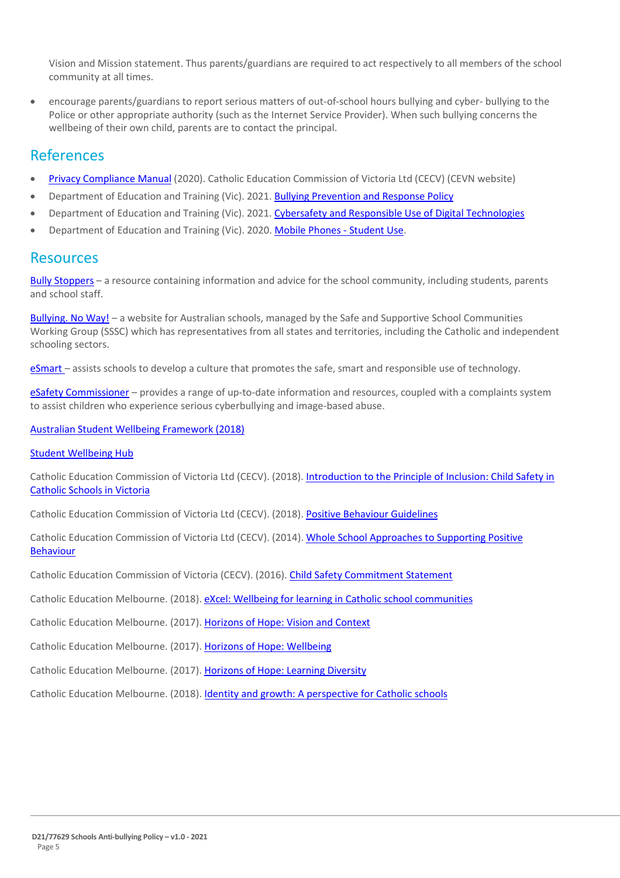Vision and Mission statement. Thus parents/guardians are required to act respectively to all members of the school community at all times.

- encourage parents/guardians to report serious matters of out-of-school hours bullying and cyber- bullying to the Police or other appropriate authority (such as the Internet Service Provider). When such bullying concerns the wellbeing of their own child, parents are to contact the principal.

## References

- Privacy Compliance Manual (2020). Catholic Education Commission of Victoria Ltd (CECV) (CEVN website)
- Department of Education and Training (Vic). 2021. Bullying Prevention and Response Policy
- Department of Education and Training (Vic). 2021. Cybersafety and Responsible Use of Digital Technologies
- Department of Education and Training (Vic). 2020. Mobile Phones - Student Use.

## Resources

Bully Stoppers – a resource containing information and advice for the school community, including students, parents and school staff.

Bullying. No Way! – a website for Australian schools, managed by the Safe and Supportive School Communities Working Group (SSSC) which has representatives from all states and territories, including the Catholic and independent schooling sectors.

eSmart – assists schools to develop a culture that promotes the safe, smart and responsible use of technology.

eSafety Commissioner – provides a range of up-to-date information and resources, coupled with a complaints system to assist children who experience serious cyberbullying and image-based abuse.

Australian Student Wellbeing Framework (2018)

Student Wellbeing Hub

Catholic Education Commission of Victoria Ltd (CECV). (2018). Introduction to the Principle of Inclusion: Child Safety in Catholic Schools in Victoria

Catholic Education Commission of Victoria Ltd (CECV). (2018). Positive Behaviour Guidelines

Catholic Education Commission of Victoria Ltd (CECV). (2014). Whole School Approaches to Supporting Positive Behaviour

Catholic Education Commission of Victoria (CECV). (2016). Child Safety Commitment Statement

Catholic Education Melbourne. (2018). eXcel: Wellbeing for learning in Catholic school communities

Catholic Education Melbourne. (2017). Horizons of Hope: Vision and Context

Catholic Education Melbourne. (2017). Horizons of Hope: Wellbeing

Catholic Education Melbourne. (2017). Horizons of Hope: Learning Diversity

Catholic Education Melbourne. (2018). Identity and growth: A perspective for Catholic schools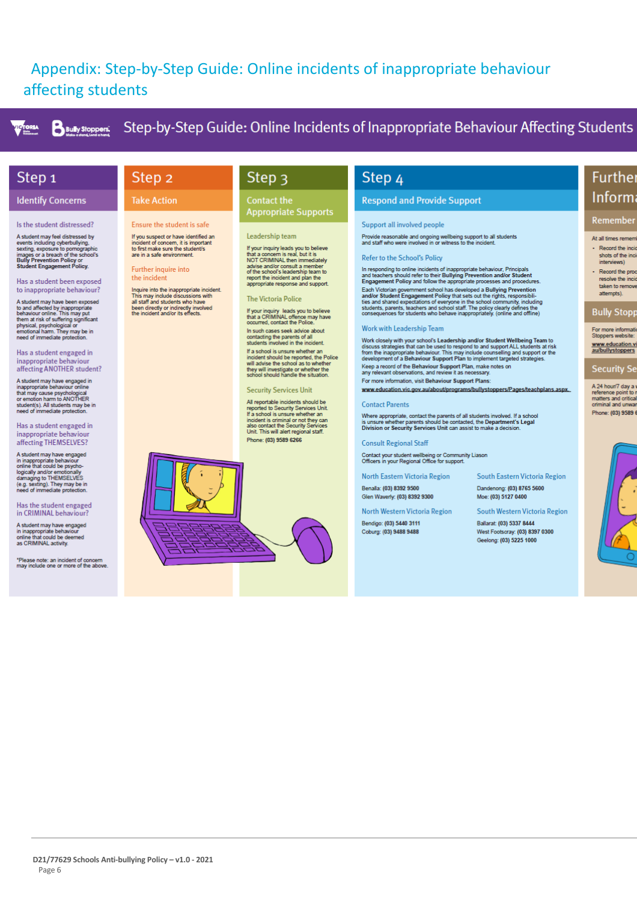# Appendix: Step-by-Step Guide: Online incidents of inappropriate behaviour affecting students

## Step-by-Step Guide: Online Incidents of Inappropriate Behaviour Affecting Students

### Step 1 — Identify Concerns

**Is the student distressed?**

A student may feel distressed by events including cyberbullying, sexting, exposure to pornographic images or a breach of the school's **Bully Prevention Policy** or **Student Engagement Policy**.

**Has a student been exposed to inappropriate behaviour?**

A student may have been exposed to and affected by inappropriate behaviour online. This may put them at risk of suffering significant physical, psychological or emotional harm. They may be in need of immediate protection.

**Has a student engaged in inappropriate behaviour affecting ANOTHER student?**

A student may have engaged in inappropriate behaviour online that may cause psychological or emotion harm to ANOTHER student(s). All students may be in need of immediate protection.

**Has a student engaged in inappropriate behaviour affecting THEMSELVES?**

A student may have engaged in inappropriate behaviour online that could be psychologically and/or emotionally damaging to THEMSELVES (e.g. sexting). They may be in need of immediate protection.

**Has the student engaged in CRIMINAL behaviour?**

A student may have engaged in inappropriate behaviour online that could be deemed as CRIMINAL activity.

*Please note: an incident of concern may include one or more of the above.

### Step 2 — Take Action

**Ensure the student is safe**

If you suspect or have identified an incident of concern, it is important to first make sure the student/s are in a safe environment.

**Further inquire into the incident**

Inquire into the inappropriate incident. This may include discussions with all staff and students who have been directly or indirectly involved the incident and/or its effects.

### Step 3 — Contact the Appropriate Supports

**Leadership team**

If your inquiry leads you to believe that a concern is real, but it is NOT CRIMINAL then immediately advise and/or consult a member of the school's leadership team to report the incident and plan the appropriate response and support.

**The Victoria Police**

If your inquiry leads you to believe that a CRIMINAL offence may have occurred, contact the Police.

In such cases seek advice about contacting the parents of all students involved in the incident.

If a school is unsure whether an incident should be reported, the Police will advise the school as to whether they will investigate or whether the school should handle the situation.

**Security Services Unit**

All reportable incidents should be reported to Security Services Unit. If a school is unsure whether an incident is criminal or not they can also contact the Security Services Unit. This will alert regional staff.

Phone: **(03) 9589 6266**

### Step 4 — Respond and Provide Support

**Support all involved people**

Provide reasonable and ongoing wellbeing support to all students and staff who were involved in or witness to the incident.

**Refer to the School's Policy**

In responding to online incidents of inappropriate behaviour, Principals and teachers should refer to their **Bullying Prevention and/or Student Engagement Policy** and follow the appropriate processes and procedures.

Each Victorian government school has developed a **Bullying Prevention and/or Student Engagement Policy** that sets out the rights, responsibilities and shared expectations of everyone in the school community, including students, parents, teachers and school staff. The policy clearly defines the consequences for students who behave inappropriately. (online and offline)

**Work with Leadership Team**

Work closely with your school's **Leadership and/or Student Wellbeing Team** to discuss strategies that can be used to respond to and support ALL students at risk from the inappropriate behaviour. This may include counselling and support or the development of a **Behaviour Support Plan** to implement targeted strategies.

Keep a record of the **Behaviour Support Plan**, make notes on any relevant observations, and review it as necessary.

For more information, visit **Behaviour Support Plans**:

www.education.vic.gov.au/about/programs/bullystoppers/Pages/teachplans.aspx

**Contact Parents**

Where appropriate, contact the parents of all students involved. If a school is unsure whether parents should be contacted, the **Department's Legal Division or Security Services Unit** can assist to make a decision.

**Consult Regional Staff**

Contact your student wellbeing or Community Liason Officers in your Regional Office for support.

**North Eastern Victoria Region**

Benalla: **(03) 8392 9500**
Glen Waverly: **(03) 8392 9300**

**South Eastern Victoria Region**

Dandenong: **(03) 8765 5600**
Moe: **(03) 5127 0400**

**North Western Victoria Region**

Bendigo: **(03) 5440 3111**
Coburg: **(03) 9488 9488**

**South Western Victoria Region**

Ballarat: **(03) 5337 8444**
West Footscray: **(03) 8397 0300**
Geelong: **(03) 5225 1000**

### Further Informa...

**Remember**

At all times remem...

- Record the inci... shots of the inci... interviews)
- Record the proc... resolve the inci... taken to remove... attempts).

**Bully Stopp...**

For more informati... Stoppers website: **www.education.vi... au/bullystoppers**

**Security Se...**

A 24 hour/7 day a w... reference point to r... matters and critical... criminal and unwar...

Phone: **(03) 9589 6...**

D21/77629 Schools Anti-bullying Policy – v1.0 - 2021